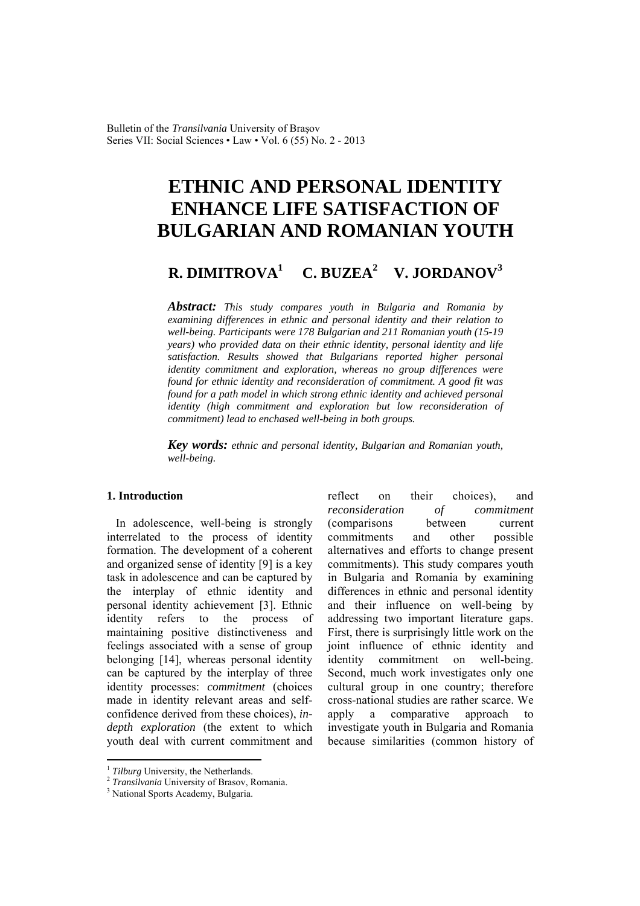# ETHNIC AND PERSONAL IDENTITY ENHANCE LIFE SATISFACTION OF BULGARIAN AND ROMANIAN YOUTH

## R. DIMITROVA[1] C. BUZEA[2] V. JORDANOV[3]

***Abstract:*** *This study compares youth in Bulgaria and Romania by examining differences in ethnic and personal identity and their relation to well-being. Participants were 178 Bulgarian and 211 Romanian youth (15-19 years) who provided data on their ethnic identity, personal identity and life satisfaction. Results showed that Bulgarians reported higher personal identity commitment and exploration, whereas no group differences were found for ethnic identity and reconsideration of commitment. A good fit was found for a path model in which strong ethnic identity and achieved personal identity (high commitment and exploration but low reconsideration of commitment) lead to enchased well-being in both groups.*

***Key words:*** *ethnic and personal identity, Bulgarian and Romanian youth, well-being.*

### 1. Introduction

In adolescence, well-being is strongly interrelated to the process of identity formation. The development of a coherent and organized sense of identity [9] is a key task in adolescence and can be captured by the interplay of ethnic identity and personal identity achievement [3]. Ethnic identity refers to the process of maintaining positive distinctiveness and feelings associated with a sense of group belonging [14], whereas personal identity can be captured by the interplay of three identity processes: *commitment* (choices made in identity relevant areas and self-confidence derived from these choices), *in-depth exploration* (the extent to which youth deal with current commitment and reflect on their choices), and *reconsideration of commitment* (comparisons between current commitments and other possible alternatives and efforts to change present commitments). This study compares youth in Bulgaria and Romania by examining differences in ethnic and personal identity and their influence on well-being by addressing two important literature gaps. First, there is surprisingly little work on the joint influence of ethnic identity and identity commitment on well-being. Second, much work investigates only one cultural group in one country; therefore cross-national studies are rather scarce. We apply a comparative approach to investigate youth in Bulgaria and Romania because similarities (common history of

---

[1] *Tilburg* University, the Netherlands.
[2] *Transilvania* University of Brasov, Romania.
[3] National Sports Academy, Bulgaria.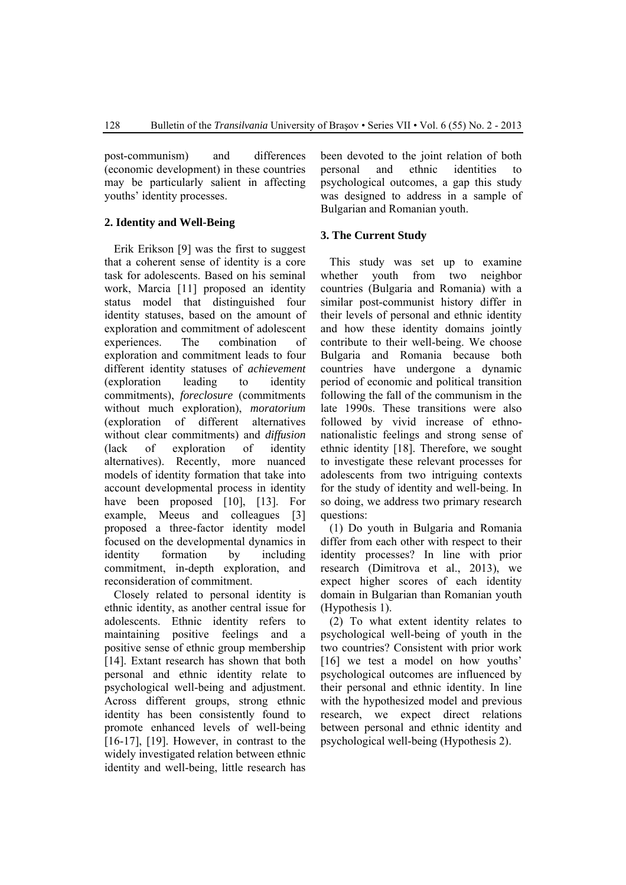post-communism) and differences (economic development) in these countries may be particularly salient in affecting youths' identity processes.

## 2. Identity and Well-Being

Erik Erikson [9] was the first to suggest that a coherent sense of identity is a core task for adolescents. Based on his seminal work, Marcia [11] proposed an identity status model that distinguished four identity statuses, based on the amount of exploration and commitment of adolescent experiences. The combination of exploration and commitment leads to four different identity statuses of *achievement* (exploration leading to identity commitments), *foreclosure* (commitments without much exploration), *moratorium* (exploration of different alternatives without clear commitments) and *diffusion* (lack of exploration of identity alternatives). Recently, more nuanced models of identity formation that take into account developmental process in identity have been proposed [10], [13]. For example, Meeus and colleagues [3] proposed a three-factor identity model focused on the developmental dynamics in identity formation by including commitment, in-depth exploration, and reconsideration of commitment.

Closely related to personal identity is ethnic identity, as another central issue for adolescents. Ethnic identity refers to maintaining positive feelings and a positive sense of ethnic group membership [14]. Extant research has shown that both personal and ethnic identity relate to psychological well-being and adjustment. Across different groups, strong ethnic identity has been consistently found to promote enhanced levels of well-being [16-17], [19]. However, in contrast to the widely investigated relation between ethnic identity and well-being, little research has been devoted to the joint relation of both personal and ethnic identities to psychological outcomes, a gap this study was designed to address in a sample of Bulgarian and Romanian youth.

## 3. The Current Study

This study was set up to examine whether youth from two neighbor countries (Bulgaria and Romania) with a similar post-communist history differ in their levels of personal and ethnic identity and how these identity domains jointly contribute to their well-being. We choose Bulgaria and Romania because both countries have undergone a dynamic period of economic and political transition following the fall of the communism in the late 1990s. These transitions were also followed by vivid increase of ethno-nationalistic feelings and strong sense of ethnic identity [18]. Therefore, we sought to investigate these relevant processes for adolescents from two intriguing contexts for the study of identity and well-being. In so doing, we address two primary research questions:

(1) Do youth in Bulgaria and Romania differ from each other with respect to their identity processes? In line with prior research (Dimitrova et al., 2013), we expect higher scores of each identity domain in Bulgarian than Romanian youth (Hypothesis 1).

(2) To what extent identity relates to psychological well-being of youth in the two countries? Consistent with prior work [16] we test a model on how youths' psychological outcomes are influenced by their personal and ethnic identity. In line with the hypothesized model and previous research, we expect direct relations between personal and ethnic identity and psychological well-being (Hypothesis 2).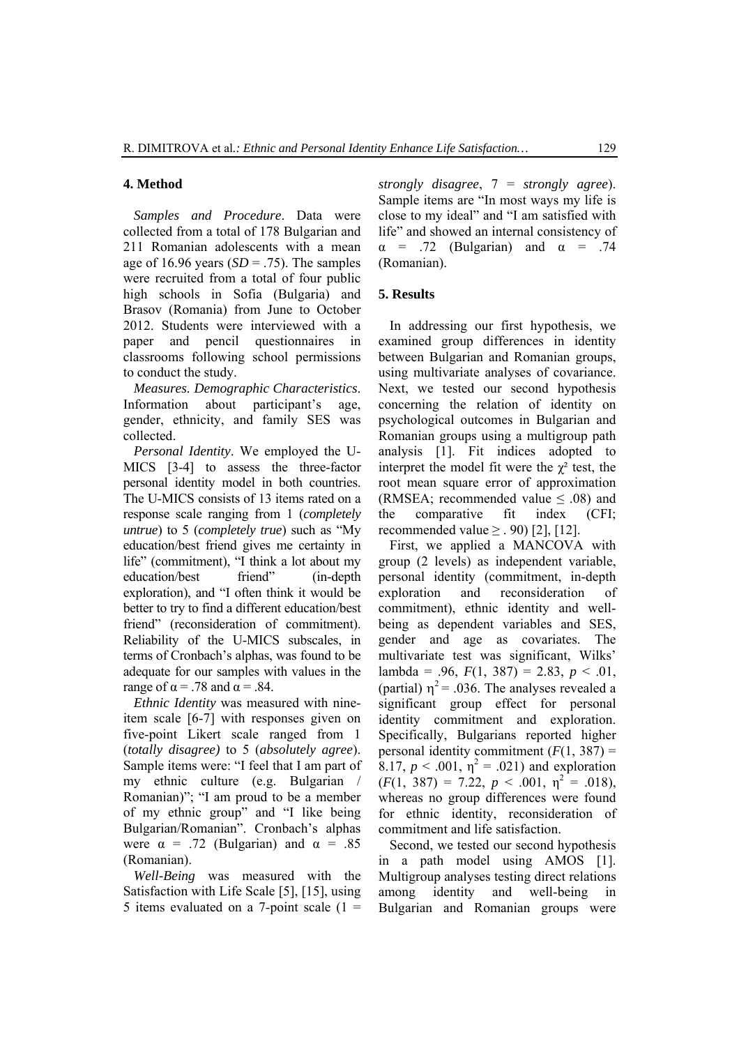## 4. Method

*Samples and Procedure*. Data were collected from a total of 178 Bulgarian and 211 Romanian adolescents with a mean age of 16.96 years (*SD* = .75). The samples were recruited from a total of four public high schools in Sofia (Bulgaria) and Brasov (Romania) from June to October 2012. Students were interviewed with a paper and pencil questionnaires in classrooms following school permissions to conduct the study.

*Measures. Demographic Characteristics*. Information about participant's age, gender, ethnicity, and family SES was collected.

*Personal Identity*. We employed the U-MICS [3-4] to assess the three-factor personal identity model in both countries. The U-MICS consists of 13 items rated on a response scale ranging from 1 (*completely untrue*) to 5 (*completely true*) such as "My education/best friend gives me certainty in life" (commitment), "I think a lot about my education/best friend" (in-depth exploration), and "I often think it would be better to try to find a different education/best friend" (reconsideration of commitment). Reliability of the U-MICS subscales, in terms of Cronbach's alphas, was found to be adequate for our samples with values in the range of $\alpha = .78$ and $\alpha = .84$.

*Ethnic Identity* was measured with nine-item scale [6-7] with responses given on five-point Likert scale ranged from 1 (*totally disagree)* to 5 (*absolutely agree*). Sample items were: "I feel that I am part of my ethnic culture (e.g. Bulgarian / Romanian)"; "I am proud to be a member of my ethnic group" and "I like being Bulgarian/Romanian". Cronbach's alphas were $\alpha = .72$ (Bulgarian) and $\alpha = .85$ (Romanian).

*Well-Being* was measured with the Satisfaction with Life Scale [5], [15], using 5 items evaluated on a 7-point scale (1 = *strongly disagree*, 7 = *strongly agree*). Sample items are "In most ways my life is close to my ideal" and "I am satisfied with life" and showed an internal consistency of $\alpha = .72$ (Bulgarian) and $\alpha = .74$ (Romanian).

## 5. Results

In addressing our first hypothesis, we examined group differences in identity between Bulgarian and Romanian groups, using multivariate analyses of covariance. Next, we tested our second hypothesis concerning the relation of identity on psychological outcomes in Bulgarian and Romanian groups using a multigroup path analysis [1]. Fit indices adopted to interpret the model fit were the $\chi^2$ test, the root mean square error of approximation (RMSEA; recommended value $\leq .08$) and the comparative fit index (CFI; recommended value $\geq .90$) [2], [12].

First, we applied a MANCOVA with group (2 levels) as independent variable, personal identity (commitment, in-depth exploration and reconsideration of commitment), ethnic identity and well-being as dependent variables and SES, gender and age as covariates. The multivariate test was significant, Wilks' lambda = .96, $F(1, 387) = 2.83$, $p < .01$, (partial) $\eta^2 = .036$. The analyses revealed a significant group effect for personal identity commitment and exploration. Specifically, Bulgarians reported higher personal identity commitment ($F(1, 387) = 8.17$, $p < .001$, $\eta^2 = .021$) and exploration ($F(1, 387) = 7.22$, $p < .001$, $\eta^2 = .018$), whereas no group differences were found for ethnic identity, reconsideration of commitment and life satisfaction.

Second, we tested our second hypothesis in a path model using AMOS [1]. Multigroup analyses testing direct relations among identity and well-being in Bulgarian and Romanian groups were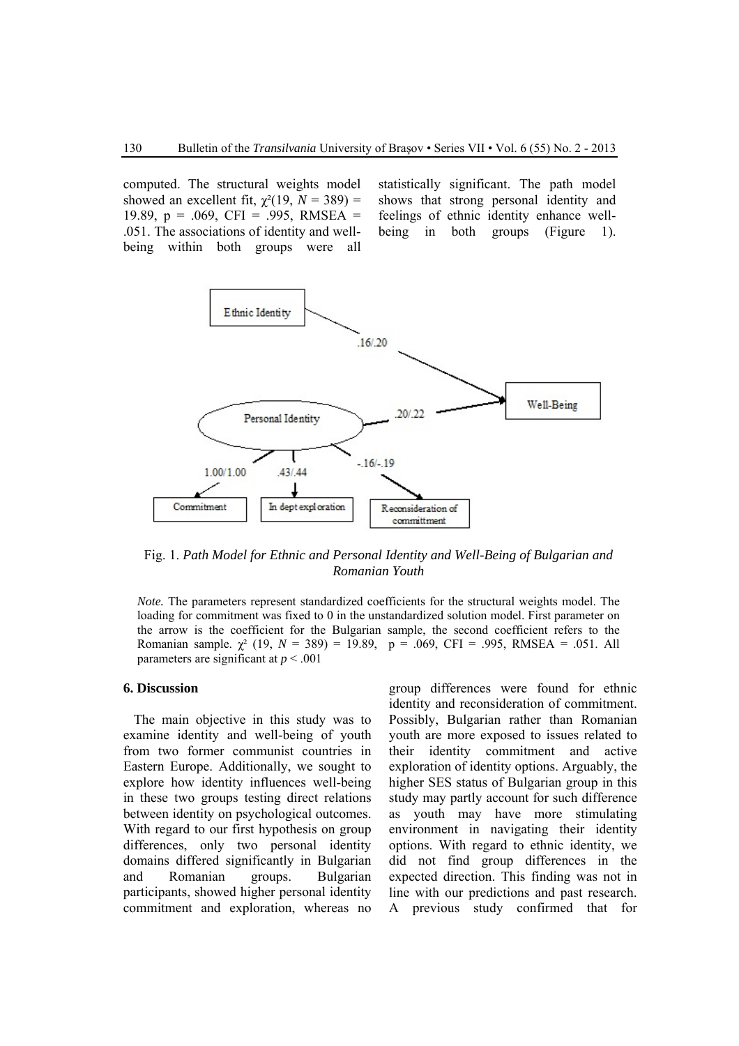computed. The structural weights model showed an excellent fit, $\chi^2(19, N = 389) = 19.89$, $p = .069$, CFI = .995, RMSEA = .051. The associations of identity and well-being within both groups were all statistically significant. The path model shows that strong personal identity and feelings of ethnic identity enhance well-being in both groups (Figure 1).

Fig. 1. *Path Model for Ethnic and Personal Identity and Well-Being of Bulgarian and Romanian Youth*

*Note.* The parameters represent standardized coefficients for the structural weights model. The loading for commitment was fixed to 0 in the unstandardized solution model. First parameter on the arrow is the coefficient for the Bulgarian sample, the second coefficient refers to the Romanian sample. $\chi^2$ (19, $N = 389$) = 19.89, $p = .069$, CFI = .995, RMSEA = .051. All parameters are significant at $p < .001$

## 6. Discussion

The main objective in this study was to examine identity and well-being of youth from two former communist countries in Eastern Europe. Additionally, we sought to explore how identity influences well-being in these two groups testing direct relations between identity on psychological outcomes. With regard to our first hypothesis on group differences, only two personal identity domains differed significantly in Bulgarian and Romanian groups. Bulgarian participants, showed higher personal identity commitment and exploration, whereas no group differences were found for ethnic identity and reconsideration of commitment. Possibly, Bulgarian rather than Romanian youth are more exposed to issues related to their identity commitment and active exploration of identity options. Arguably, the higher SES status of Bulgarian group in this study may partly account for such difference as youth may have more stimulating environment in navigating their identity options. With regard to ethnic identity, we did not find group differences in the expected direction. This finding was not in line with our predictions and past research. A previous study confirmed that for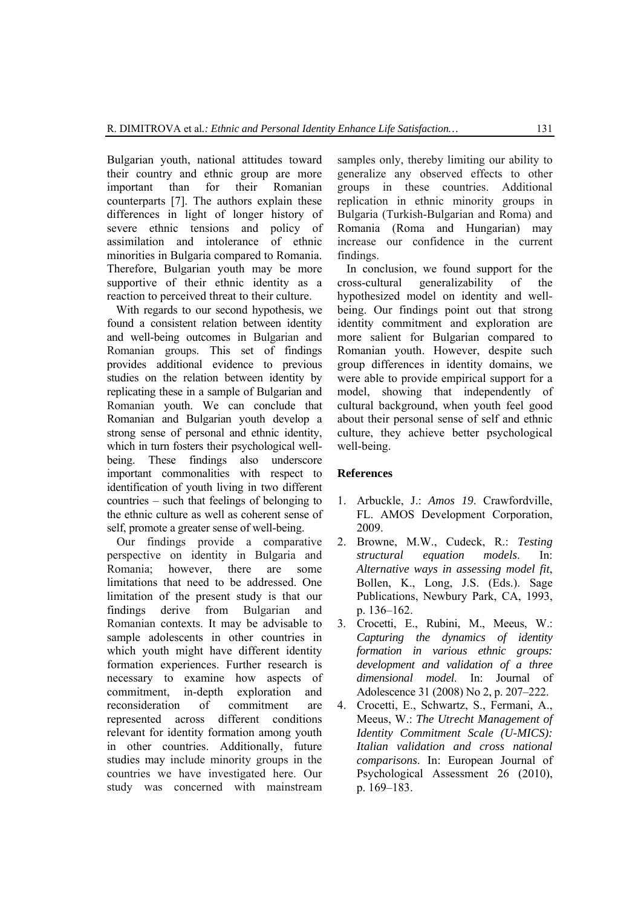Bulgarian youth, national attitudes toward their country and ethnic group are more important than for their Romanian counterparts [7]. The authors explain these differences in light of longer history of severe ethnic tensions and policy of assimilation and intolerance of ethnic minorities in Bulgaria compared to Romania. Therefore, Bulgarian youth may be more supportive of their ethnic identity as a reaction to perceived threat to their culture.

With regards to our second hypothesis, we found a consistent relation between identity and well-being outcomes in Bulgarian and Romanian groups. This set of findings provides additional evidence to previous studies on the relation between identity by replicating these in a sample of Bulgarian and Romanian youth. We can conclude that Romanian and Bulgarian youth develop a strong sense of personal and ethnic identity, which in turn fosters their psychological well-being. These findings also underscore important commonalities with respect to identification of youth living in two different countries – such that feelings of belonging to the ethnic culture as well as coherent sense of self, promote a greater sense of well-being.

Our findings provide a comparative perspective on identity in Bulgaria and Romania; however, there are some limitations that need to be addressed. One limitation of the present study is that our findings derive from Bulgarian and Romanian contexts. It may be advisable to sample adolescents in other countries in which youth might have different identity formation experiences. Further research is necessary to examine how aspects of commitment, in-depth exploration and reconsideration of commitment are represented across different conditions relevant for identity formation among youth in other countries. Additionally, future studies may include minority groups in the countries we have investigated here. Our study was concerned with mainstream samples only, thereby limiting our ability to generalize any observed effects to other groups in these countries. Additional replication in ethnic minority groups in Bulgaria (Turkish-Bulgarian and Roma) and Romania (Roma and Hungarian) may increase our confidence in the current findings.

In conclusion, we found support for the cross-cultural generalizability of the hypothesized model on identity and well-being. Our findings point out that strong identity commitment and exploration are more salient for Bulgarian compared to Romanian youth. However, despite such group differences in identity domains, we were able to provide empirical support for a model, showing that independently of cultural background, when youth feel good about their personal sense of self and ethnic culture, they achieve better psychological well-being.

## References

1. Arbuckle, J.: *Amos 19*. Crawfordville, FL. AMOS Development Corporation, 2009.
2. Browne, M.W., Cudeck, R.: *Testing structural equation models*. In: *Alternative ways in assessing model fit*, Bollen, K., Long, J.S. (Eds.). Sage Publications, Newbury Park, CA, 1993, p. 136–162.
3. Crocetti, E., Rubini, M., Meeus, W.: *Capturing the dynamics of identity formation in various ethnic groups: development and validation of a three dimensional model*. In: Journal of Adolescence 31 (2008) No 2, p. 207–222.
4. Crocetti, E., Schwartz, S., Fermani, A., Meeus, W.: *The Utrecht Management of Identity Commitment Scale (U-MICS): Italian validation and cross national comparisons*. In: European Journal of Psychological Assessment 26 (2010), p. 169–183.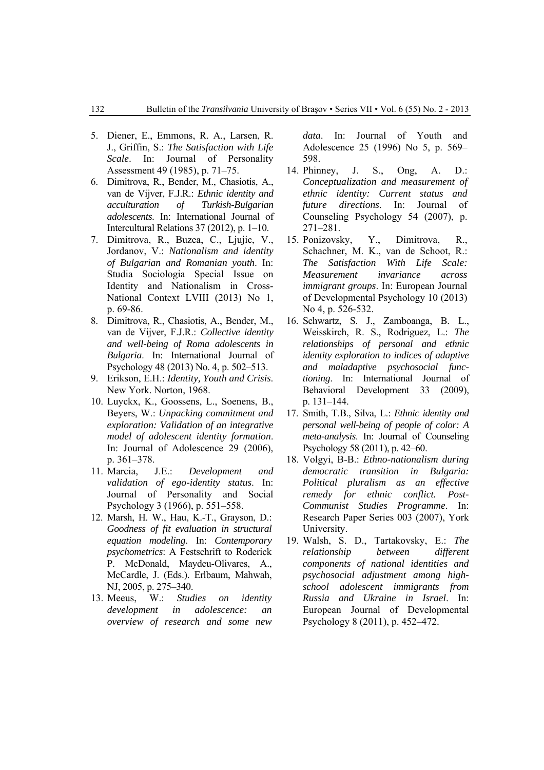5. Diener, E., Emmons, R. A., Larsen, R. J., Griffin, S.: *The Satisfaction with Life Scale*. In: Journal of Personality Assessment 49 (1985), p. 71–75.
6. Dimitrova, R., Bender, M., Chasiotis, A., van de Vijver, F.J.R.: *Ethnic identity and acculturation of Turkish-Bulgarian adolescents.* In: International Journal of Intercultural Relations 37 (2012), p. 1–10.
7. Dimitrova, R., Buzea, C., Ljujic, V., Jordanov, V.: *Nationalism and identity of Bulgarian and Romanian youth*. In: Studia Sociologia Special Issue on Identity and Nationalism in Cross-National Context LVIII (2013) No 1, p. 69-86.
8. Dimitrova, R., Chasiotis, A., Bender, M., van de Vijver, F.J.R.: *Collective identity and well-being of Roma adolescents in Bulgaria*. In: International Journal of Psychology 48 (2013) No. 4, p. 502–513.
9. Erikson, E.H.: *Identity, Youth and Crisis*. New York. Norton, 1968.
10. Luyckx, K., Goossens, L., Soenens, B., Beyers, W.: *Unpacking commitment and exploration: Validation of an integrative model of adolescent identity formation*. In: Journal of Adolescence 29 (2006), p. 361–378.
11. Marcia, J.E.: *Development and validation of ego-identity status*. In: Journal of Personality and Social Psychology 3 (1966), p. 551–558.
12. Marsh, H. W., Hau, K.-T., Grayson, D.: *Goodness of fit evaluation in structural equation modeling*. In: *Contemporary psychometrics*: A Festschrift to Roderick P. McDonald, Maydeu-Olivares, A., McCardle, J. (Eds.). Erlbaum, Mahwah, NJ, 2005, p. 275–340.
13. Meeus, W.: *Studies on identity development in adolescence: an overview of research and some new data*. In: Journal of Youth and Adolescence 25 (1996) No 5, p. 569–598.
14. Phinney, J. S., Ong, A. D.: *Conceptualization and measurement of ethnic identity: Current status and future directions*. In: Journal of Counseling Psychology 54 (2007), p. 271–281.
15. Ponizovsky, Y., Dimitrova, R., Schachner, M. K., van de Schoot, R.: *The Satisfaction With Life Scale: Measurement invariance across immigrant groups*. In: European Journal of Developmental Psychology 10 (2013) No 4, p. 526-532.
16. Schwartz, S. J., Zamboanga, B. L., Weisskirch, R. S., Rodriguez, L.: *The relationships of personal and ethnic identity exploration to indices of adaptive and maladaptive psychosocial functioning*. In: International Journal of Behavioral Development 33 (2009), p. 131–144.
17. Smith, T.B., Silva, L.: *Ethnic identity and personal well-being of people of color: A meta-analysis.* In: Journal of Counseling Psychology 58 (2011), p. 42–60.
18. Volgyi, B-B.: *Ethno-nationalism during democratic transition in Bulgaria: Political pluralism as an effective remedy for ethnic conflict. Post-Communist Studies Programme*. In: Research Paper Series 003 (2007), York University.
19. Walsh, S. D., Tartakovsky, E.: *The relationship between different components of national identities and psychosocial adjustment among high-school adolescent immigrants from Russia and Ukraine in Israel*. In: European Journal of Developmental Psychology 8 (2011), p. 452–472.